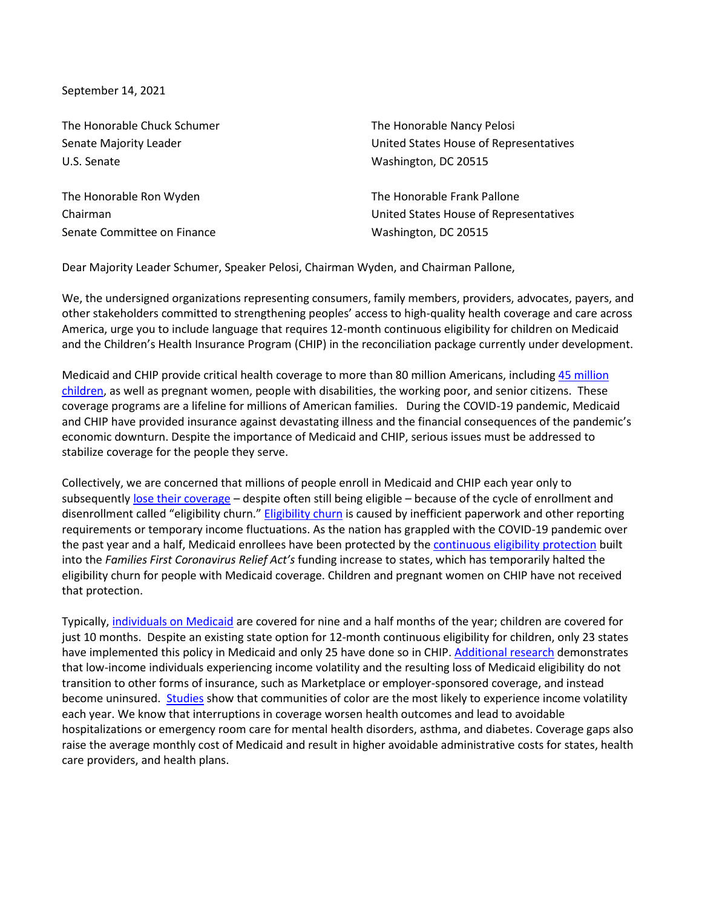September 14, 2021

The Honorable Chuck Schumer
Senate Majority Leader
U.S. Senate

The Honorable Nancy Pelosi
United States House of Representatives
Washington, DC 20515

The Honorable Ron Wyden
Chairman
Senate Committee on Finance

The Honorable Frank Pallone
United States House of Representatives
Washington, DC 20515

Dear Majority Leader Schumer, Speaker Pelosi, Chairman Wyden, and Chairman Pallone,

We, the undersigned organizations representing consumers, family members, providers, advocates, payers, and other stakeholders committed to strengthening peoples' access to high-quality health coverage and care across America, urge you to include language that requires 12-month continuous eligibility for children on Medicaid and the Children's Health Insurance Program (CHIP) in the reconciliation package currently under development.

Medicaid and CHIP provide critical health coverage to more than 80 million Americans, including 45 million children, as well as pregnant women, people with disabilities, the working poor, and senior citizens. These coverage programs are a lifeline for millions of American families. During the COVID-19 pandemic, Medicaid and CHIP have provided insurance against devastating illness and the financial consequences of the pandemic's economic downturn. Despite the importance of Medicaid and CHIP, serious issues must be addressed to stabilize coverage for the people they serve.

Collectively, we are concerned that millions of people enroll in Medicaid and CHIP each year only to subsequently lose their coverage – despite often still being eligible – because of the cycle of enrollment and disenrollment called "eligibility churn." Eligibility churn is caused by inefficient paperwork and other reporting requirements or temporary income fluctuations. As the nation has grappled with the COVID-19 pandemic over the past year and a half, Medicaid enrollees have been protected by the continuous eligibility protection built into the *Families First Coronavirus Relief Act's* funding increase to states, which has temporarily halted the eligibility churn for people with Medicaid coverage. Children and pregnant women on CHIP have not received that protection.

Typically, individuals on Medicaid are covered for nine and a half months of the year; children are covered for just 10 months. Despite an existing state option for 12-month continuous eligibility for children, only 23 states have implemented this policy in Medicaid and only 25 have done so in CHIP. Additional research demonstrates that low-income individuals experiencing income volatility and the resulting loss of Medicaid eligibility do not transition to other forms of insurance, such as Marketplace or employer-sponsored coverage, and instead become uninsured. Studies show that communities of color are the most likely to experience income volatility each year. We know that interruptions in coverage worsen health outcomes and lead to avoidable hospitalizations or emergency room care for mental health disorders, asthma, and diabetes. Coverage gaps also raise the average monthly cost of Medicaid and result in higher avoidable administrative costs for states, health care providers, and health plans.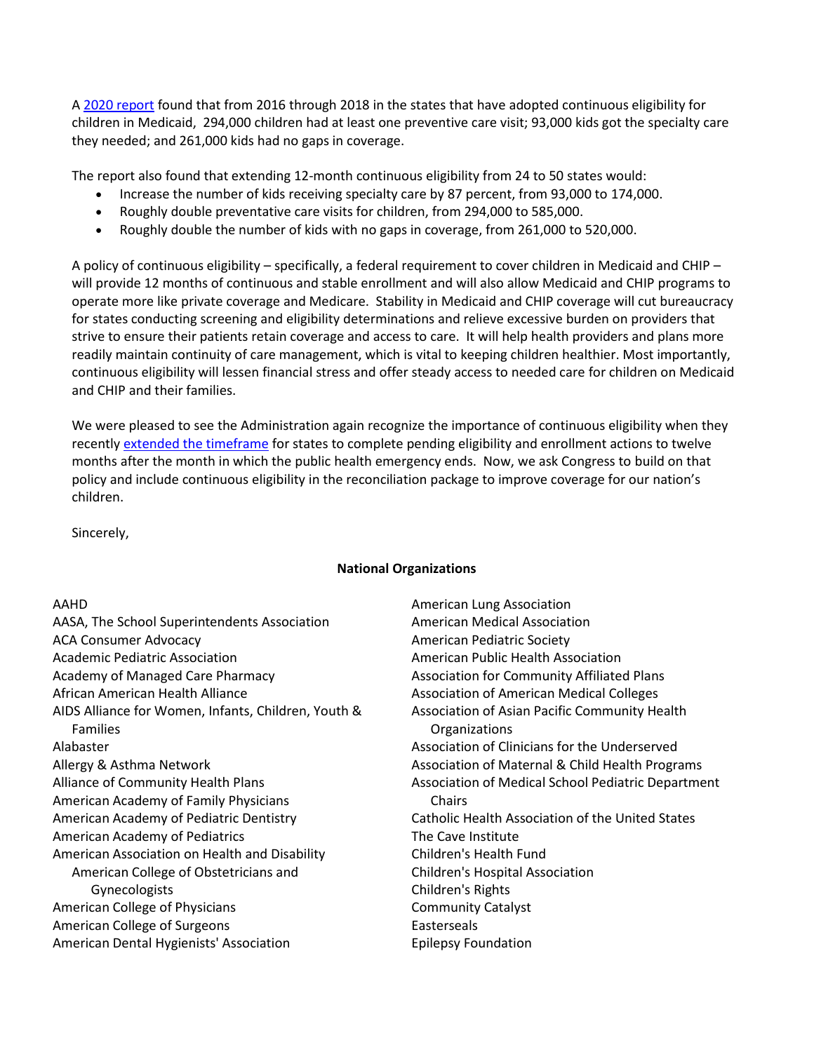A [2020 report](#) found that from 2016 through 2018 in the states that have adopted continuous eligibility for children in Medicaid, 294,000 children had at least one preventive care visit; 93,000 kids got the specialty care they needed; and 261,000 kids had no gaps in coverage.

The report also found that extending 12-month continuous eligibility from 24 to 50 states would:

- Increase the number of kids receiving specialty care by 87 percent, from 93,000 to 174,000.
- Roughly double preventative care visits for children, from 294,000 to 585,000.
- Roughly double the number of kids with no gaps in coverage, from 261,000 to 520,000.

A policy of continuous eligibility – specifically, a federal requirement to cover children in Medicaid and CHIP – will provide 12 months of continuous and stable enrollment and will also allow Medicaid and CHIP programs to operate more like private coverage and Medicare. Stability in Medicaid and CHIP coverage will cut bureaucracy for states conducting screening and eligibility determinations and relieve excessive burden on providers that strive to ensure their patients retain coverage and access to care. It will help health providers and plans more readily maintain continuity of care management, which is vital to keeping children healthier. Most importantly, continuous eligibility will lessen financial stress and offer steady access to needed care for children on Medicaid and CHIP and their families.

We were pleased to see the Administration again recognize the importance of continuous eligibility when they recently [extended the timeframe](#) for states to complete pending eligibility and enrollment actions to twelve months after the month in which the public health emergency ends. Now, we ask Congress to build on that policy and include continuous eligibility in the reconciliation package to improve coverage for our nation's children.

Sincerely,

**National Organizations**

AAHD
AASA, The School Superintendents Association
ACA Consumer Advocacy
Academic Pediatric Association
Academy of Managed Care Pharmacy
African American Health Alliance
AIDS Alliance for Women, Infants, Children, Youth & Families
Alabaster
Allergy & Asthma Network
Alliance of Community Health Plans
American Academy of Family Physicians
American Academy of Pediatric Dentistry
American Academy of Pediatrics
American Association on Health and Disability
American College of Obstetricians and Gynecologists
American College of Physicians
American College of Surgeons
American Dental Hygienists' Association
American Lung Association
American Medical Association
American Pediatric Society
American Public Health Association
Association for Community Affiliated Plans
Association of American Medical Colleges
Association of Asian Pacific Community Health Organizations
Association of Clinicians for the Underserved
Association of Maternal & Child Health Programs
Association of Medical School Pediatric Department Chairs
Catholic Health Association of the United States
The Cave Institute
Children's Health Fund
Children's Hospital Association
Children's Rights
Community Catalyst
Easterseals
Epilepsy Foundation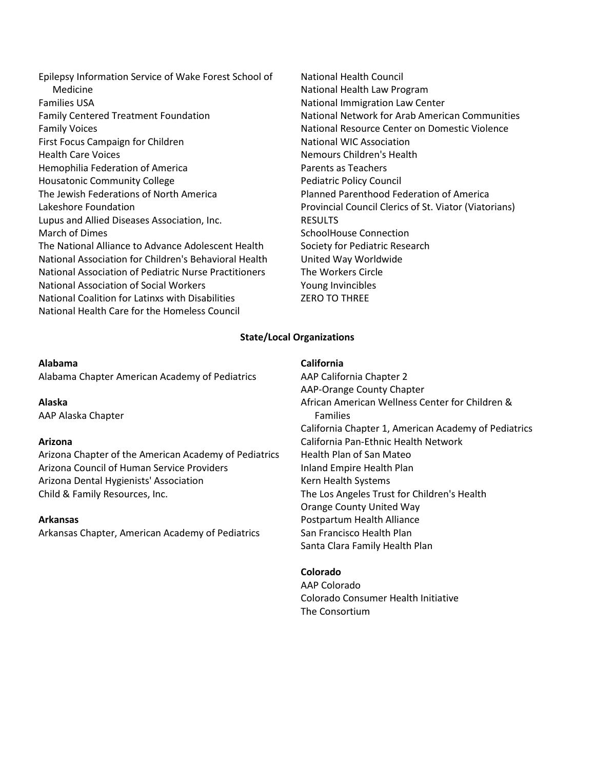Epilepsy Information Service of Wake Forest School of Medicine
Families USA
Family Centered Treatment Foundation
Family Voices
First Focus Campaign for Children
Health Care Voices
Hemophilia Federation of America
Housatonic Community College
The Jewish Federations of North America
Lakeshore Foundation
Lupus and Allied Diseases Association, Inc.
March of Dimes
The National Alliance to Advance Adolescent Health
National Association for Children's Behavioral Health
National Association of Pediatric Nurse Practitioners
National Association of Social Workers
National Coalition for Latinxs with Disabilities
National Health Care for the Homeless Council
National Health Council
National Health Law Program
National Immigration Law Center
National Network for Arab American Communities
National Resource Center on Domestic Violence
National WIC Association
Nemours Children's Health
Parents as Teachers
Pediatric Policy Council
Planned Parenthood Federation of America
Provincial Council Clerics of St. Viator (Viatorians)
RESULTS
SchoolHouse Connection
Society for Pediatric Research
United Way Worldwide
The Workers Circle
Young Invincibles
ZERO TO THREE

## State/Local Organizations

**Alabama**

Alabama Chapter American Academy of Pediatrics

**Alaska**

AAP Alaska Chapter

**Arizona**

Arizona Chapter of the American Academy of Pediatrics
Arizona Council of Human Service Providers
Arizona Dental Hygienists' Association
Child & Family Resources, Inc.

**Arkansas**

Arkansas Chapter, American Academy of Pediatrics

**California**

AAP California Chapter 2
AAP-Orange County Chapter
African American Wellness Center for Children & Families
California Chapter 1, American Academy of Pediatrics
California Pan-Ethnic Health Network
Health Plan of San Mateo
Inland Empire Health Plan
Kern Health Systems
The Los Angeles Trust for Children's Health
Orange County United Way
Postpartum Health Alliance
San Francisco Health Plan
Santa Clara Family Health Plan

**Colorado**

AAP Colorado
Colorado Consumer Health Initiative
The Consortium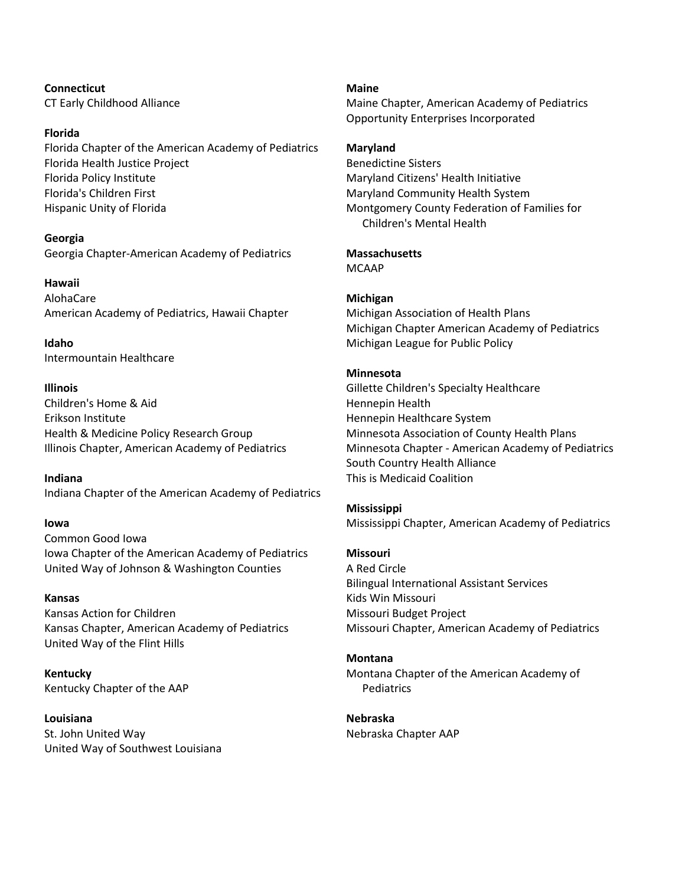**Connecticut**
CT Early Childhood Alliance

**Florida**
Florida Chapter of the American Academy of Pediatrics
Florida Health Justice Project
Florida Policy Institute
Florida's Children First
Hispanic Unity of Florida

**Georgia**
Georgia Chapter-American Academy of Pediatrics

**Hawaii**
AlohaCare
American Academy of Pediatrics, Hawaii Chapter

**Idaho**
Intermountain Healthcare

**Illinois**
Children's Home & Aid
Erikson Institute
Health & Medicine Policy Research Group
Illinois Chapter, American Academy of Pediatrics

**Indiana**
Indiana Chapter of the American Academy of Pediatrics

**Iowa**
Common Good Iowa
Iowa Chapter of the American Academy of Pediatrics
United Way of Johnson & Washington Counties

**Kansas**
Kansas Action for Children
Kansas Chapter, American Academy of Pediatrics
United Way of the Flint Hills

**Kentucky**
Kentucky Chapter of the AAP

**Louisiana**
St. John United Way
United Way of Southwest Louisiana

**Maine**
Maine Chapter, American Academy of Pediatrics
Opportunity Enterprises Incorporated

**Maryland**
Benedictine Sisters
Maryland Citizens' Health Initiative
Maryland Community Health System
Montgomery County Federation of Families for Children's Mental Health

**Massachusetts**
MCAAP

**Michigan**
Michigan Association of Health Plans
Michigan Chapter American Academy of Pediatrics
Michigan League for Public Policy

**Minnesota**
Gillette Children's Specialty Healthcare
Hennepin Health
Hennepin Healthcare System
Minnesota Association of County Health Plans
Minnesota Chapter - American Academy of Pediatrics
South Country Health Alliance
This is Medicaid Coalition

**Mississippi**
Mississippi Chapter, American Academy of Pediatrics

**Missouri**
A Red Circle
Bilingual International Assistant Services
Kids Win Missouri
Missouri Budget Project
Missouri Chapter, American Academy of Pediatrics

**Montana**
Montana Chapter of the American Academy of Pediatrics

**Nebraska**
Nebraska Chapter AAP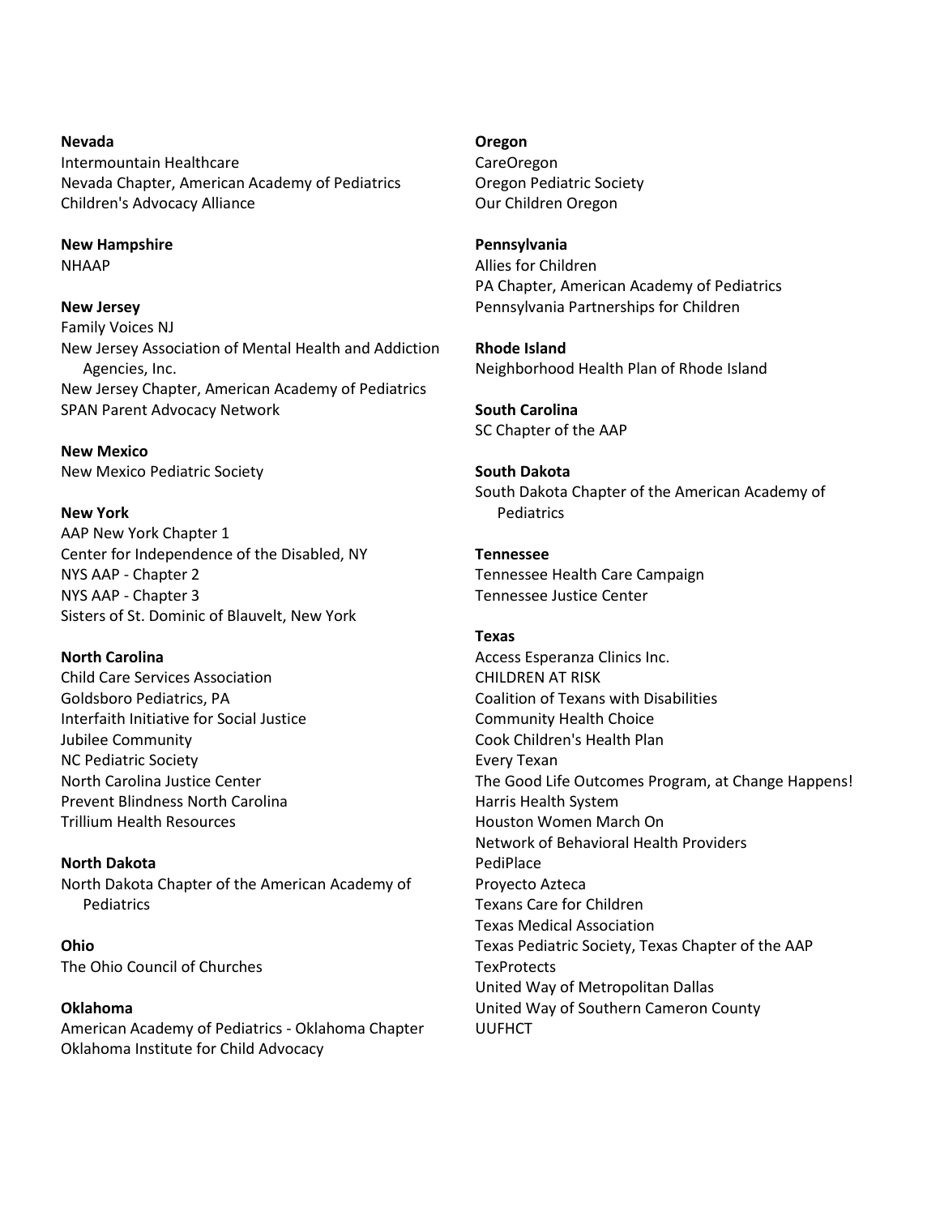**Nevada**
Intermountain Healthcare
Nevada Chapter, American Academy of Pediatrics
Children's Advocacy Alliance

**New Hampshire**
NHAAP

**New Jersey**
Family Voices NJ
New Jersey Association of Mental Health and Addiction Agencies, Inc.
New Jersey Chapter, American Academy of Pediatrics
SPAN Parent Advocacy Network

**New Mexico**
New Mexico Pediatric Society

**New York**
AAP New York Chapter 1
Center for Independence of the Disabled, NY
NYS AAP - Chapter 2
NYS AAP - Chapter 3
Sisters of St. Dominic of Blauvelt, New York

**North Carolina**
Child Care Services Association
Goldsboro Pediatrics, PA
Interfaith Initiative for Social Justice
Jubilee Community
NC Pediatric Society
North Carolina Justice Center
Prevent Blindness North Carolina
Trillium Health Resources

**North Dakota**
North Dakota Chapter of the American Academy of Pediatrics

**Ohio**
The Ohio Council of Churches

**Oklahoma**
American Academy of Pediatrics - Oklahoma Chapter
Oklahoma Institute for Child Advocacy

**Oregon**
CareOregon
Oregon Pediatric Society
Our Children Oregon

**Pennsylvania**
Allies for Children
PA Chapter, American Academy of Pediatrics
Pennsylvania Partnerships for Children

**Rhode Island**
Neighborhood Health Plan of Rhode Island

**South Carolina**
SC Chapter of the AAP

**South Dakota**
South Dakota Chapter of the American Academy of Pediatrics

**Tennessee**
Tennessee Health Care Campaign
Tennessee Justice Center

**Texas**
Access Esperanza Clinics Inc.
CHILDREN AT RISK
Coalition of Texans with Disabilities
Community Health Choice
Cook Children's Health Plan
Every Texan
The Good Life Outcomes Program, at Change Happens!
Harris Health System
Houston Women March On
Network of Behavioral Health Providers
PediPlace
Proyecto Azteca
Texans Care for Children
Texas Medical Association
Texas Pediatric Society, Texas Chapter of the AAP
TexProtects
United Way of Metropolitan Dallas
United Way of Southern Cameron County
UUFHCT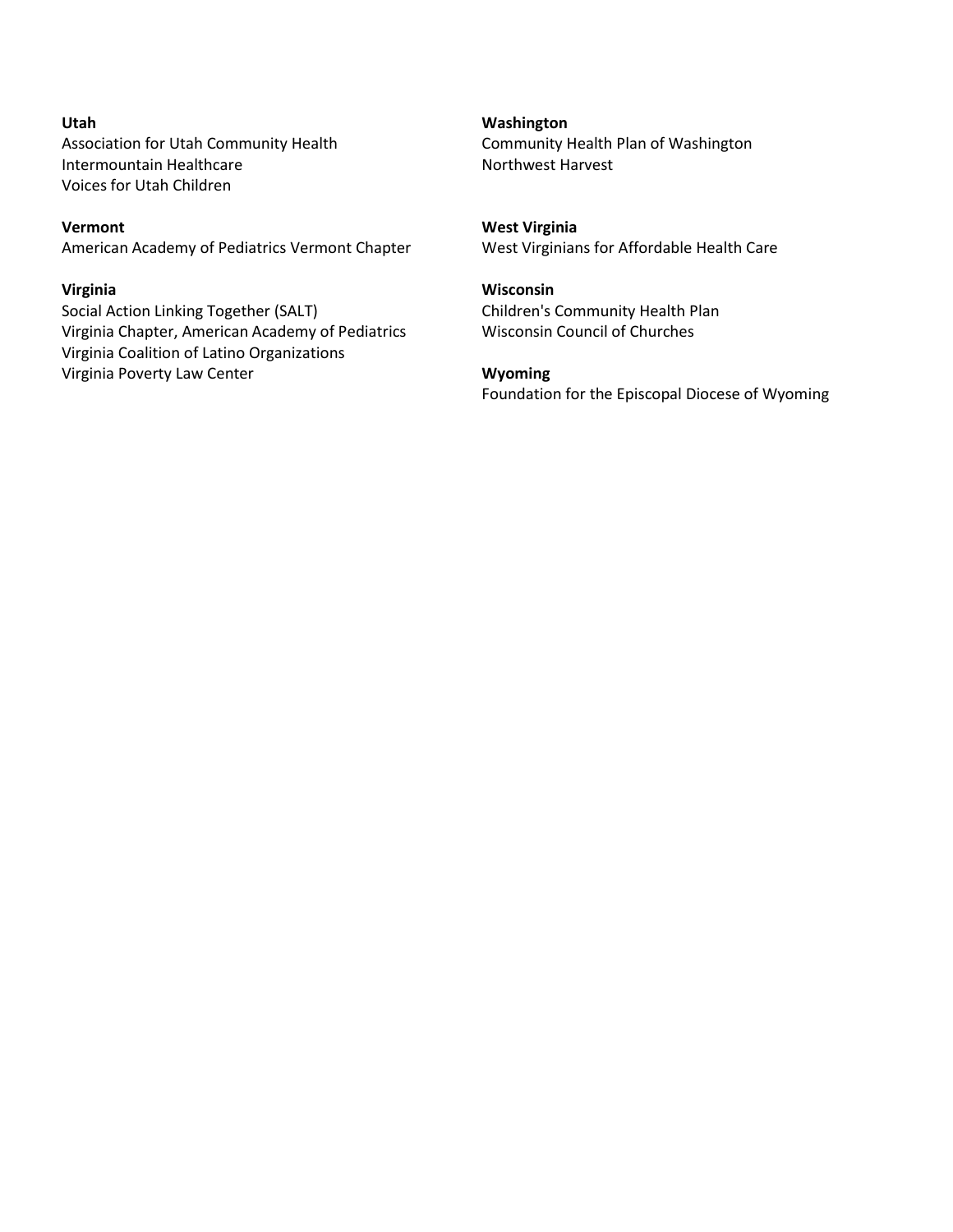**Utah**
Association for Utah Community Health
Intermountain Healthcare
Voices for Utah Children

**Vermont**
American Academy of Pediatrics Vermont Chapter

**Virginia**
Social Action Linking Together (SALT)
Virginia Chapter, American Academy of Pediatrics
Virginia Coalition of Latino Organizations
Virginia Poverty Law Center

**Washington**
Community Health Plan of Washington
Northwest Harvest

**West Virginia**
West Virginians for Affordable Health Care

**Wisconsin**
Children's Community Health Plan
Wisconsin Council of Churches

**Wyoming**
Foundation for the Episcopal Diocese of Wyoming